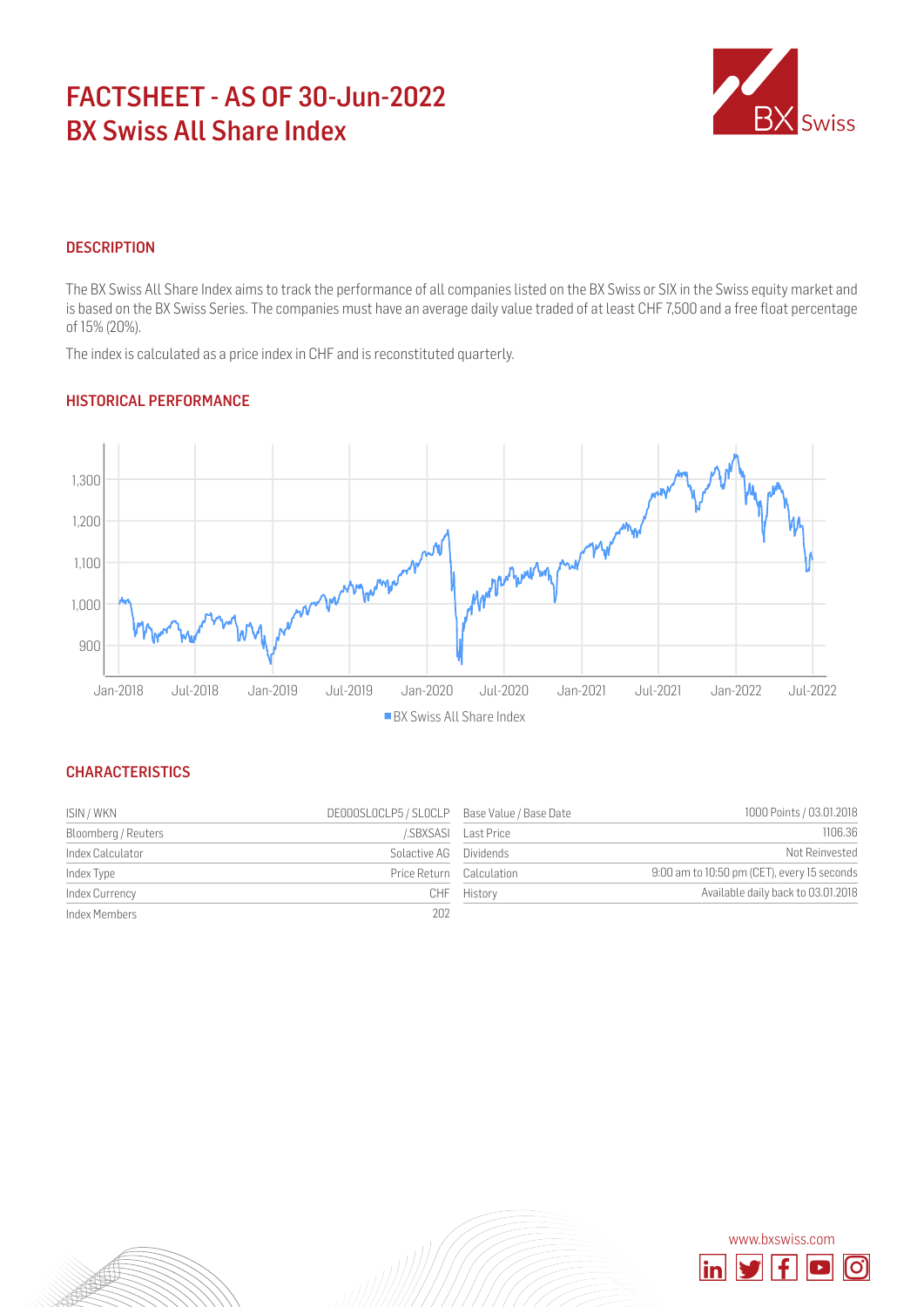# FACTSHEET - AS OF 30-Jun-2022
# BX Swiss All Share Index

## DESCRIPTION

The BX Swiss All Share Index aims to track the performance of all companies listed on the BX Swiss or SIX in the Swiss equity market and is based on the BX Swiss Series. The companies must have an average daily value traded of at least CHF 7,500 and a free float percentage of 15% (20%).

The index is calculated as a price index in CHF and is reconstituted quarterly.

## HISTORICAL PERFORMANCE

■ BX Swiss All Share Index

## CHARACTERISTICS

| | | | |
|---|---|---|---|
| ISIN / WKN | DE000SL0CLP5 / SL0CLP | Base Value / Base Date | 1000 Points / 03.01.2018 |
| Bloomberg / Reuters | /.SBXSASI | Last Price | 1106.36 |
| Index Calculator | Solactive AG | Dividends | Not Reinvested |
| Index Type | Price Return | Calculation | 9:00 am to 10:50 pm (CET), every 15 seconds |
| Index Currency | CHF | History | Available daily back to 03.01.2018 |
| Index Members | 202 | | |

www.bxswiss.com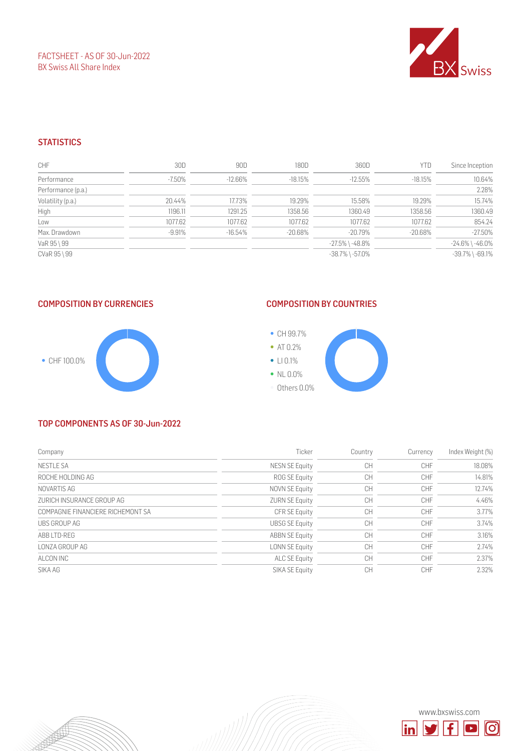FACTSHEET - AS OF 30-Jun-2022
BX Swiss All Share Index

## STATISTICS

| CHF | 30D | 90D | 180D | 360D | YTD | Since Inception |
|---|---|---|---|---|---|---|
| Performance | -7.50% | -12.66% | -18.15% | -12.55% | -18.15% | 10.64% |
| Performance (p.a.) | | | | | | 2.28% |
| Volatility (p.a.) | 20.44% | 17.73% | 19.29% | 15.58% | 19.29% | 15.74% |
| High | 1196.11 | 1291.25 | 1358.56 | 1360.49 | 1358.56 | 1360.49 |
| Low | 1077.62 | 1077.62 | 1077.62 | 1077.62 | 1077.62 | 854.24 |
| Max. Drawdown | -9.91% | -16.54% | -20.68% | -20.79% | -20.68% | -27.50% |
| VaR 95 \ 99 | | | | -27.5% \ -48.8% | | -24.6% \ -46.0% |
| CVaR 95 \ 99 | | | | -38.7% \ -57.0% | | -39.7% \ -69.1% |

## COMPOSITION BY CURRENCIES

- CHF 100.0%

## COMPOSITION BY COUNTRIES

- CH 99.7%
- AT 0.2%
- LI 0.1%
- NL 0.0%
- Others 0.0%

## TOP COMPONENTS AS OF 30-Jun-2022

| Company | Ticker | Country | Currency | Index Weight (%) |
|---|---|---|---|---|
| NESTLE SA | NESN SE Equity | CH | CHF | 18.08% |
| ROCHE HOLDING AG | ROG SE Equity | CH | CHF | 14.81% |
| NOVARTIS AG | NOVN SE Equity | CH | CHF | 12.74% |
| ZURICH INSURANCE GROUP AG | ZURN SE Equity | CH | CHF | 4.46% |
| COMPAGNIE FINANCIERE RICHEMONT SA | CFR SE Equity | CH | CHF | 3.77% |
| UBS GROUP AG | UBSG SE Equity | CH | CHF | 3.74% |
| ABB LTD-REG | ABBN SE Equity | CH | CHF | 3.16% |
| LONZA GROUP AG | LONN SE Equity | CH | CHF | 2.74% |
| ALCON INC | ALC SE Equity | CH | CHF | 2.37% |
| SIKA AG | SIKA SE Equity | CH | CHF | 2.32% |

www.bxswiss.com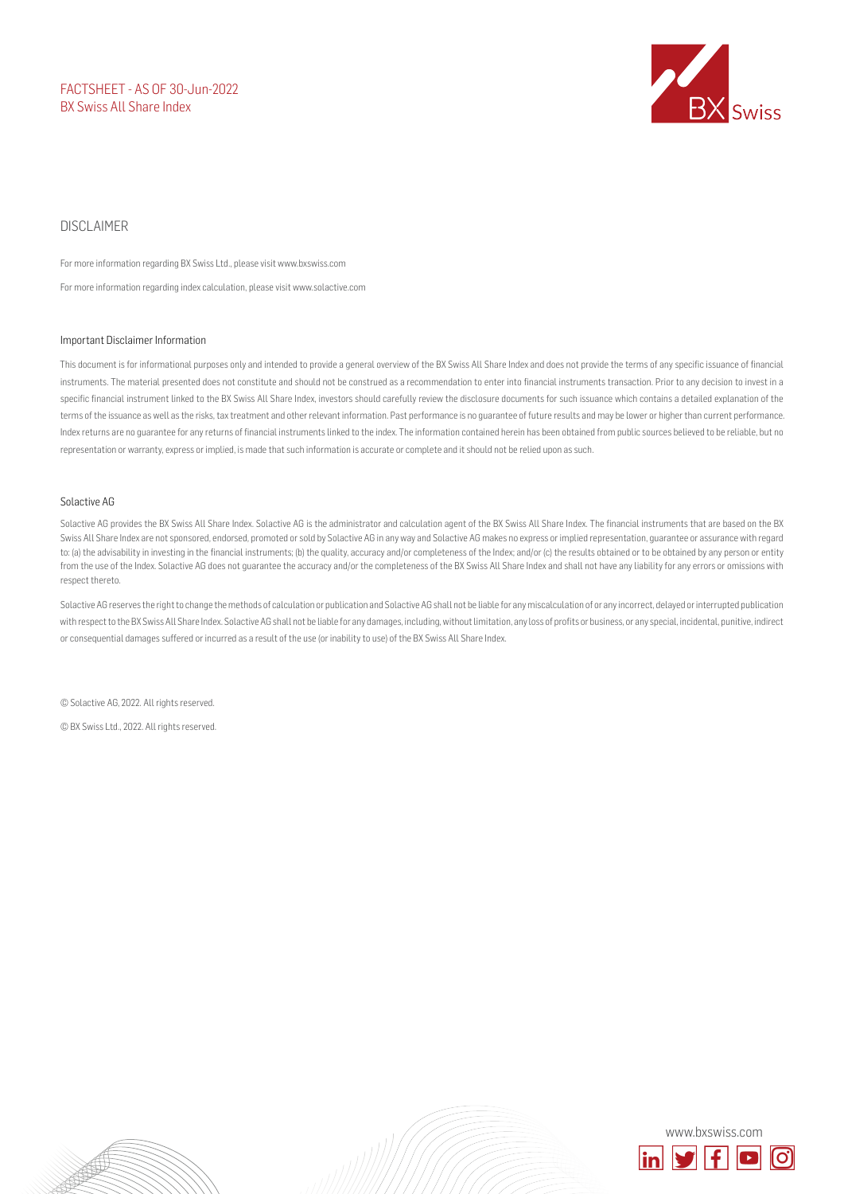## DISCLAIMER

For more information regarding BX Swiss Ltd., please visit www.bxswiss.com

For more information regarding index calculation, please visit www.solactive.com

### Important Disclaimer Information

This document is for informational purposes only and intended to provide a general overview of the BX Swiss All Share Index and does not provide the terms of any specific issuance of financial instruments. The material presented does not constitute and should not be construed as a recommendation to enter into financial instruments transaction. Prior to any decision to invest in a specific financial instrument linked to the BX Swiss All Share Index, investors should carefully review the disclosure documents for such issuance which contains a detailed explanation of the terms of the issuance as well as the risks, tax treatment and other relevant information. Past performance is no guarantee of future results and may be lower or higher than current performance. Index returns are no guarantee for any returns of financial instruments linked to the index. The information contained herein has been obtained from public sources believed to be reliable, but no representation or warranty, express or implied, is made that such information is accurate or complete and it should not be relied upon as such.

### Solactive AG

Solactive AG provides the BX Swiss All Share Index. Solactive AG is the administrator and calculation agent of the BX Swiss All Share Index. The financial instruments that are based on the BX Swiss All Share Index are not sponsored, endorsed, promoted or sold by Solactive AG in any way and Solactive AG makes no express or implied representation, guarantee or assurance with regard to: (a) the advisability in investing in the financial instruments; (b) the quality, accuracy and/or completeness of the Index; and/or (c) the results obtained or to be obtained by any person or entity from the use of the Index. Solactive AG does not guarantee the accuracy and/or the completeness of the BX Swiss All Share Index and shall not have any liability for any errors or omissions with respect thereto.

Solactive AG reserves the right to change the methods of calculation or publication and Solactive AG shall not be liable for any miscalculation of or any incorrect, delayed or interrupted publication with respect to the BX Swiss All Share Index. Solactive AG shall not be liable for any damages, including, without limitation, any loss of profits or business, or any special, incidental, punitive, indirect or consequential damages suffered or incurred as a result of the use (or inability to use) of the BX Swiss All Share Index.

© Solactive AG, 2022. All rights reserved.

© BX Swiss Ltd., 2022. All rights reserved.

www.bxswiss.com